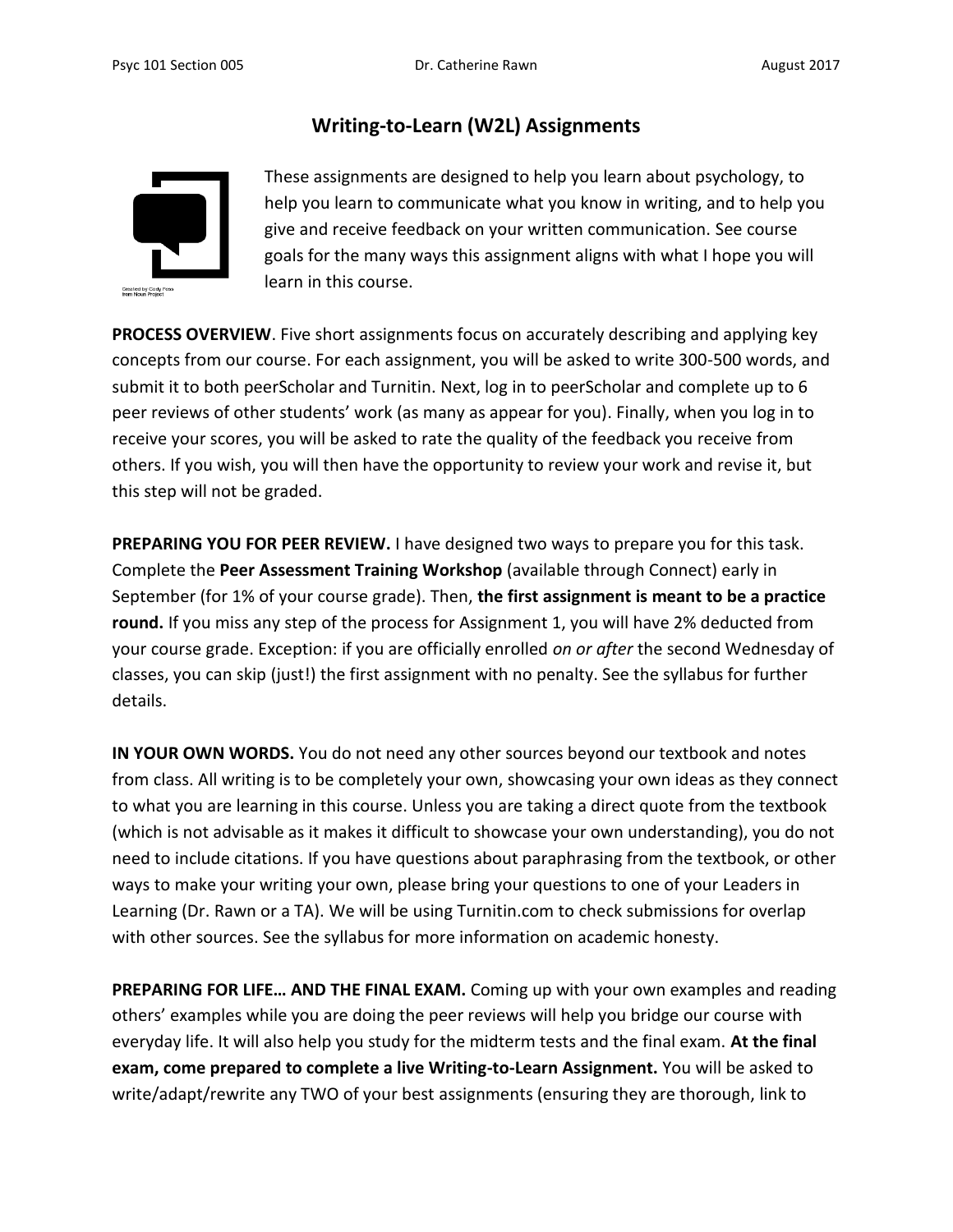# Writing-to-Learn (W2L) Assignments

These assignments are designed to help you learn about psychology, to help you learn to communicate what you know in writing, and to help you give and receive feedback on your written communication. See course goals for the many ways this assignment aligns with what I hope you will learn in this course.

**PROCESS OVERVIEW**. Five short assignments focus on accurately describing and applying key concepts from our course. For each assignment, you will be asked to write 300-500 words, and submit it to both peerScholar and Turnitin. Next, log in to peerScholar and complete up to 6 peer reviews of other students' work (as many as appear for you). Finally, when you log in to receive your scores, you will be asked to rate the quality of the feedback you receive from others. If you wish, you will then have the opportunity to review your work and revise it, but this step will not be graded.

**PREPARING YOU FOR PEER REVIEW.** I have designed two ways to prepare you for this task. Complete the **Peer Assessment Training Workshop** (available through Connect) early in September (for 1% of your course grade). Then, **the first assignment is meant to be a practice round.** If you miss any step of the process for Assignment 1, you will have 2% deducted from your course grade. Exception: if you are officially enrolled *on or after* the second Wednesday of classes, you can skip (just!) the first assignment with no penalty. See the syllabus for further details.

**IN YOUR OWN WORDS.** You do not need any other sources beyond our textbook and notes from class. All writing is to be completely your own, showcasing your own ideas as they connect to what you are learning in this course. Unless you are taking a direct quote from the textbook (which is not advisable as it makes it difficult to showcase your own understanding), you do not need to include citations. If you have questions about paraphrasing from the textbook, or other ways to make your writing your own, please bring your questions to one of your Leaders in Learning (Dr. Rawn or a TA). We will be using Turnitin.com to check submissions for overlap with other sources. See the syllabus for more information on academic honesty.

**PREPARING FOR LIFE… AND THE FINAL EXAM.** Coming up with your own examples and reading others' examples while you are doing the peer reviews will help you bridge our course with everyday life. It will also help you study for the midterm tests and the final exam. **At the final exam, come prepared to complete a live Writing-to-Learn Assignment.** You will be asked to write/adapt/rewrite any TWO of your best assignments (ensuring they are thorough, link to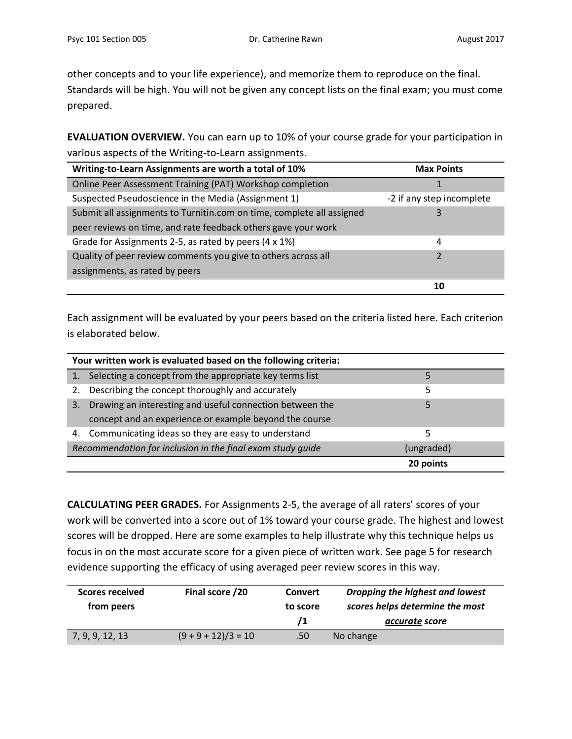other concepts and to your life experience), and memorize them to reproduce on the final. Standards will be high. You will not be given any concept lists on the final exam; you must come prepared.

**EVALUATION OVERVIEW.** You can earn up to 10% of your course grade for your participation in various aspects of the Writing-to-Learn assignments.

| **Writing-to-Learn Assignments are worth a total of 10%** | **Max Points** |
|---|---|
| Online Peer Assessment Training (PAT) Workshop completion | 1 |
| Suspected Pseudoscience in the Media (Assignment 1) | -2 if any step incomplete |
| Submit all assignments to Turnitin.com on time, complete all assigned peer reviews on time, and rate feedback others gave your work | 3 |
| Grade for Assignments 2-5, as rated by peers (4 x 1%) | 4 |
| Quality of peer review comments you give to others across all assignments, as rated by peers | 2 |
| | **10** |

Each assignment will be evaluated by your peers based on the criteria listed here. Each criterion is elaborated below.

| **Your written work is evaluated based on the following criteria:** | |
|---|---|
| 1. Selecting a concept from the appropriate key terms list | 5 |
| 2. Describing the concept thoroughly and accurately | 5 |
| 3. Drawing an interesting and useful connection between the concept and an experience or example beyond the course | 5 |
| 4. Communicating ideas so they are easy to understand | 5 |
| *Recommendation for inclusion in the final exam study guide* | (ungraded) |
| | **20 points** |

**CALCULATING PEER GRADES.** For Assignments 2-5, the average of all raters' scores of your work will be converted into a score out of 1% toward your course grade. The highest and lowest scores will be dropped. Here are some examples to help illustrate why this technique helps us focus in on the most accurate score for a given piece of written work. See page 5 for research evidence supporting the efficacy of using averaged peer review scores in this way.

| **Scores received from peers** | **Final score /20** | **Convert to score /1** | ***Dropping the highest and lowest scores helps determine the most accurate score*** |
|---|---|---|---|
| 7, 9, 9, 12, 13 | (9 + 9 + 12)/3 = 10 | .50 | No change |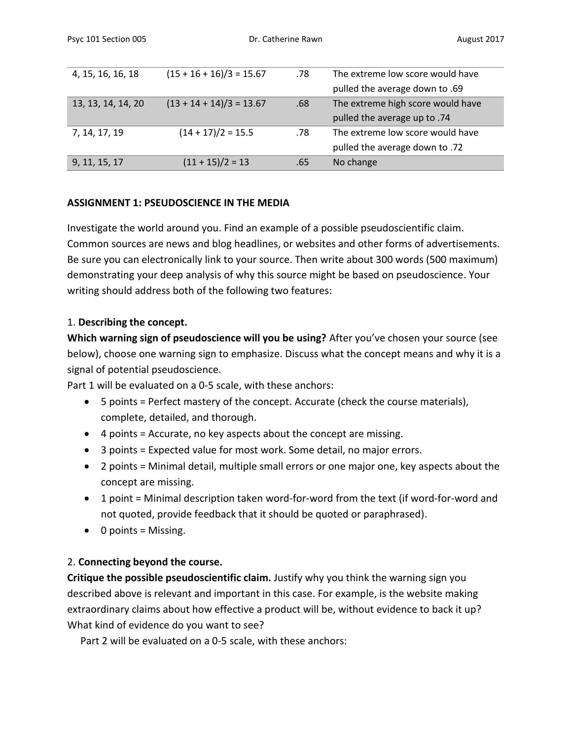| | | | |
|---|---|---|---|
| 4, 15, 16, 16, 18 | (15 + 16 + 16)/3 = 15.67 | .78 | The extreme low score would have pulled the average down to .69 |
| 13, 13, 14, 14, 20 | (13 + 14 + 14)/3 = 13.67 | .68 | The extreme high score would have pulled the average up to .74 |
| 7, 14, 17, 19 | (14 + 17)/2 = 15.5 | .78 | The extreme low score would have pulled the average down to .72 |
| 9, 11, 15, 17 | (11 + 15)/2 = 13 | .65 | No change |

**ASSIGNMENT 1: PSEUDOSCIENCE IN THE MEDIA**

Investigate the world around you. Find an example of a possible pseudoscientific claim. Common sources are news and blog headlines, or websites and other forms of advertisements. Be sure you can electronically link to your source. Then write about 300 words (500 maximum) demonstrating your deep analysis of why this source might be based on pseudoscience. Your writing should address both of the following two features:

1. **Describing the concept.**

**Which warning sign of pseudoscience will you be using?** After you've chosen your source (see below), choose one warning sign to emphasize. Discuss what the concept means and why it is a signal of potential pseudoscience.

Part 1 will be evaluated on a 0-5 scale, with these anchors:

- 5 points = Perfect mastery of the concept. Accurate (check the course materials), complete, detailed, and thorough.
- 4 points = Accurate, no key aspects about the concept are missing.
- 3 points = Expected value for most work. Some detail, no major errors.
- 2 points = Minimal detail, multiple small errors or one major one, key aspects about the concept are missing.
- 1 point = Minimal description taken word-for-word from the text (if word-for-word and not quoted, provide feedback that it should be quoted or paraphrased).
- 0 points = Missing.

2. **Connecting beyond the course.**

**Critique the possible pseudoscientific claim.** Justify why you think the warning sign you described above is relevant and important in this case. For example, is the website making extraordinary claims about how effective a product will be, without evidence to back it up? What kind of evidence do you want to see?

Part 2 will be evaluated on a 0-5 scale, with these anchors: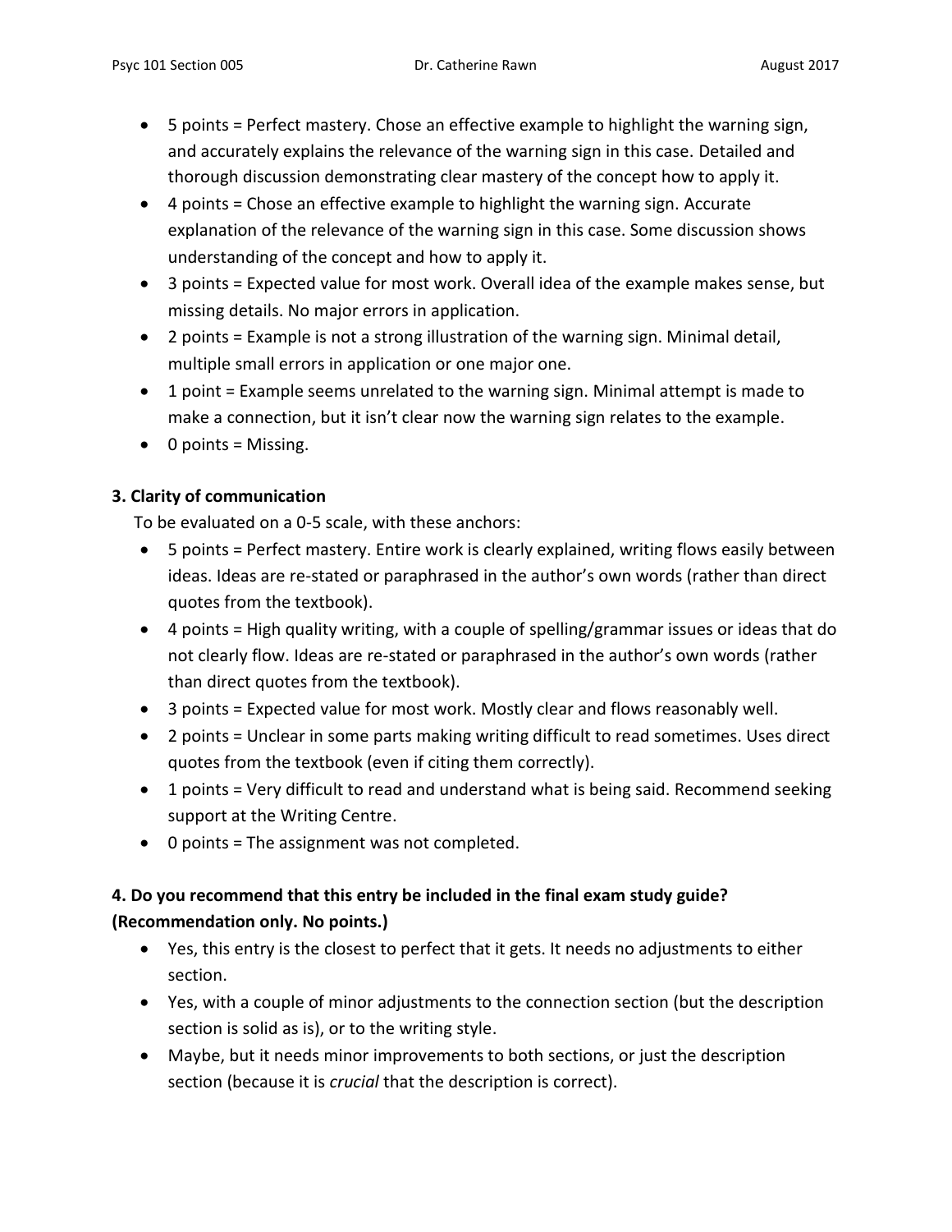- 5 points = Perfect mastery. Chose an effective example to highlight the warning sign, and accurately explains the relevance of the warning sign in this case. Detailed and thorough discussion demonstrating clear mastery of the concept how to apply it.
- 4 points = Chose an effective example to highlight the warning sign. Accurate explanation of the relevance of the warning sign in this case. Some discussion shows understanding of the concept and how to apply it.
- 3 points = Expected value for most work. Overall idea of the example makes sense, but missing details. No major errors in application.
- 2 points = Example is not a strong illustration of the warning sign. Minimal detail, multiple small errors in application or one major one.
- 1 point = Example seems unrelated to the warning sign. Minimal attempt is made to make a connection, but it isn't clear now the warning sign relates to the example.
- 0 points = Missing.

**3. Clarity of communication**

To be evaluated on a 0-5 scale, with these anchors:

- 5 points = Perfect mastery. Entire work is clearly explained, writing flows easily between ideas. Ideas are re-stated or paraphrased in the author's own words (rather than direct quotes from the textbook).
- 4 points = High quality writing, with a couple of spelling/grammar issues or ideas that do not clearly flow. Ideas are re-stated or paraphrased in the author's own words (rather than direct quotes from the textbook).
- 3 points = Expected value for most work. Mostly clear and flows reasonably well.
- 2 points = Unclear in some parts making writing difficult to read sometimes. Uses direct quotes from the textbook (even if citing them correctly).
- 1 points = Very difficult to read and understand what is being said. Recommend seeking support at the Writing Centre.
- 0 points = The assignment was not completed.

**4. Do you recommend that this entry be included in the final exam study guide? (Recommendation only. No points.)**

- Yes, this entry is the closest to perfect that it gets. It needs no adjustments to either section.
- Yes, with a couple of minor adjustments to the connection section (but the description section is solid as is), or to the writing style.
- Maybe, but it needs minor improvements to both sections, or just the description section (because it is *crucial* that the description is correct).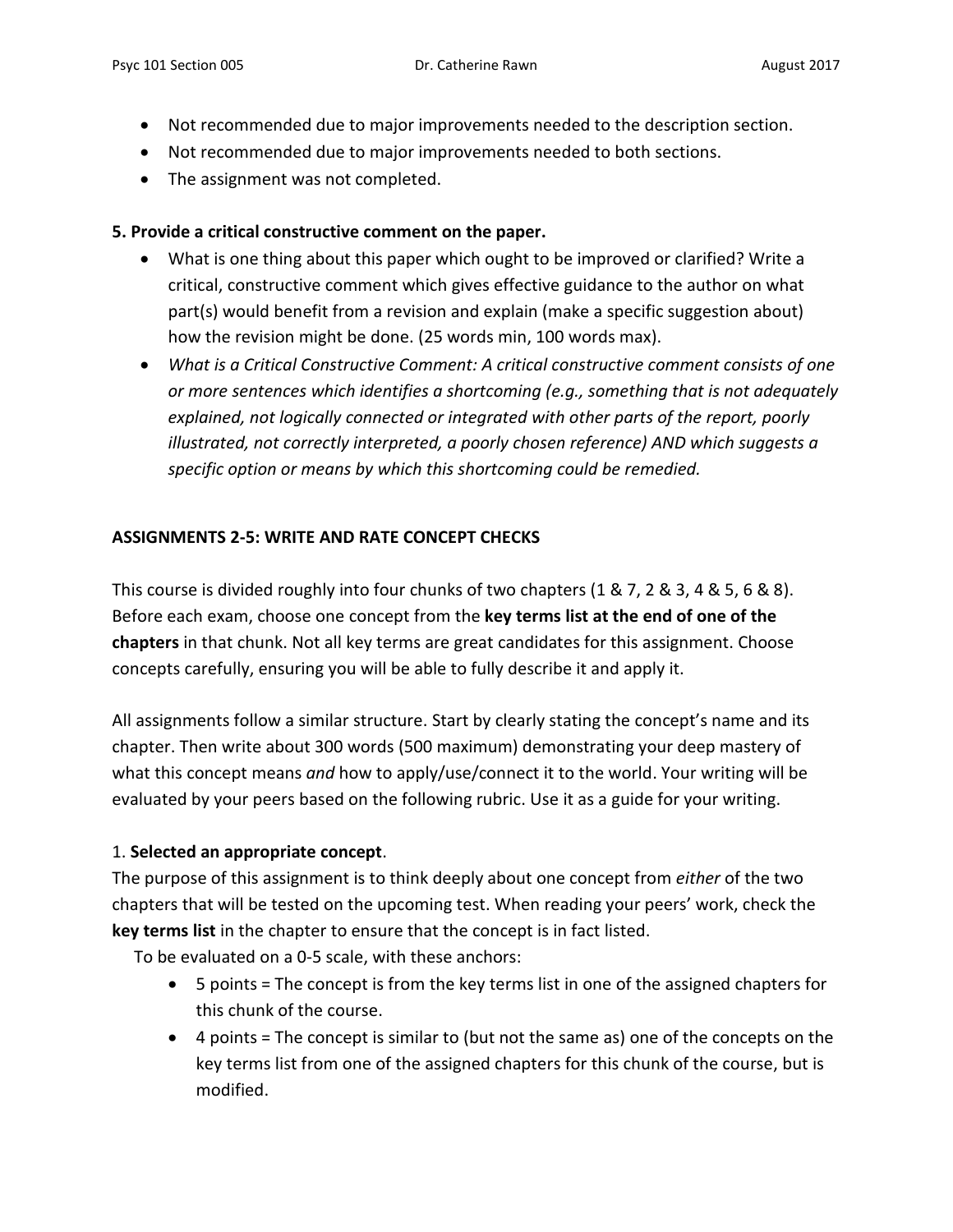- Not recommended due to major improvements needed to the description section.
- Not recommended due to major improvements needed to both sections.
- The assignment was not completed.

**5. Provide a critical constructive comment on the paper.**

- What is one thing about this paper which ought to be improved or clarified? Write a critical, constructive comment which gives effective guidance to the author on what part(s) would benefit from a revision and explain (make a specific suggestion about) how the revision might be done. (25 words min, 100 words max).
- *What is a Critical Constructive Comment: A critical constructive comment consists of one or more sentences which identifies a shortcoming (e.g., something that is not adequately explained, not logically connected or integrated with other parts of the report, poorly illustrated, not correctly interpreted, a poorly chosen reference) AND which suggests a specific option or means by which this shortcoming could be remedied.*

**ASSIGNMENTS 2-5: WRITE AND RATE CONCEPT CHECKS**

This course is divided roughly into four chunks of two chapters (1 & 7, 2 & 3, 4 & 5, 6 & 8). Before each exam, choose one concept from the **key terms list at the end of one of the chapters** in that chunk. Not all key terms are great candidates for this assignment. Choose concepts carefully, ensuring you will be able to fully describe it and apply it.

All assignments follow a similar structure. Start by clearly stating the concept's name and its chapter. Then write about 300 words (500 maximum) demonstrating your deep mastery of what this concept means *and* how to apply/use/connect it to the world. Your writing will be evaluated by your peers based on the following rubric. Use it as a guide for your writing.

1. **Selected an appropriate concept**.

The purpose of this assignment is to think deeply about one concept from *either* of the two chapters that will be tested on the upcoming test. When reading your peers' work, check the **key terms list** in the chapter to ensure that the concept is in fact listed.

To be evaluated on a 0-5 scale, with these anchors:

- 5 points = The concept is from the key terms list in one of the assigned chapters for this chunk of the course.
- 4 points = The concept is similar to (but not the same as) one of the concepts on the key terms list from one of the assigned chapters for this chunk of the course, but is modified.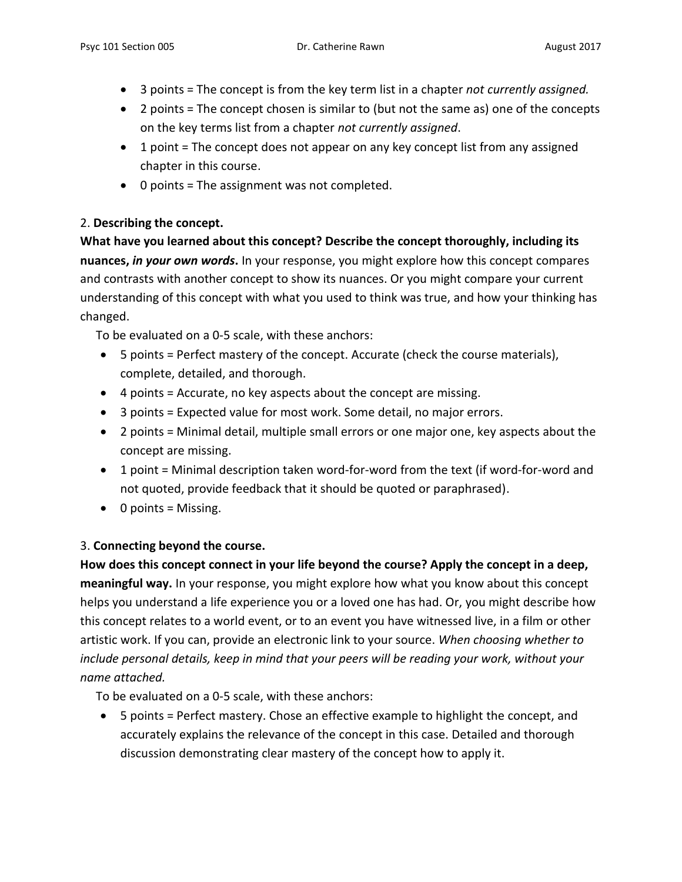- 3 points = The concept is from the key term list in a chapter *not currently assigned.*
- 2 points = The concept chosen is similar to (but not the same as) one of the concepts on the key terms list from a chapter *not currently assigned*.
- 1 point = The concept does not appear on any key concept list from any assigned chapter in this course.
- 0 points = The assignment was not completed.

2. **Describing the concept.**

**What have you learned about this concept? Describe the concept thoroughly, including its nuances, *in your own words*.** In your response, you might explore how this concept compares and contrasts with another concept to show its nuances. Or you might compare your current understanding of this concept with what you used to think was true, and how your thinking has changed.

To be evaluated on a 0-5 scale, with these anchors:

- 5 points = Perfect mastery of the concept. Accurate (check the course materials), complete, detailed, and thorough.
- 4 points = Accurate, no key aspects about the concept are missing.
- 3 points = Expected value for most work. Some detail, no major errors.
- 2 points = Minimal detail, multiple small errors or one major one, key aspects about the concept are missing.
- 1 point = Minimal description taken word-for-word from the text (if word-for-word and not quoted, provide feedback that it should be quoted or paraphrased).
- 0 points = Missing.

3. **Connecting beyond the course.**

**How does this concept connect in your life beyond the course? Apply the concept in a deep, meaningful way.** In your response, you might explore how what you know about this concept helps you understand a life experience you or a loved one has had. Or, you might describe how this concept relates to a world event, or to an event you have witnessed live, in a film or other artistic work. If you can, provide an electronic link to your source. *When choosing whether to include personal details, keep in mind that your peers will be reading your work, without your name attached.*

To be evaluated on a 0-5 scale, with these anchors:

- 5 points = Perfect mastery. Chose an effective example to highlight the concept, and accurately explains the relevance of the concept in this case. Detailed and thorough discussion demonstrating clear mastery of the concept how to apply it.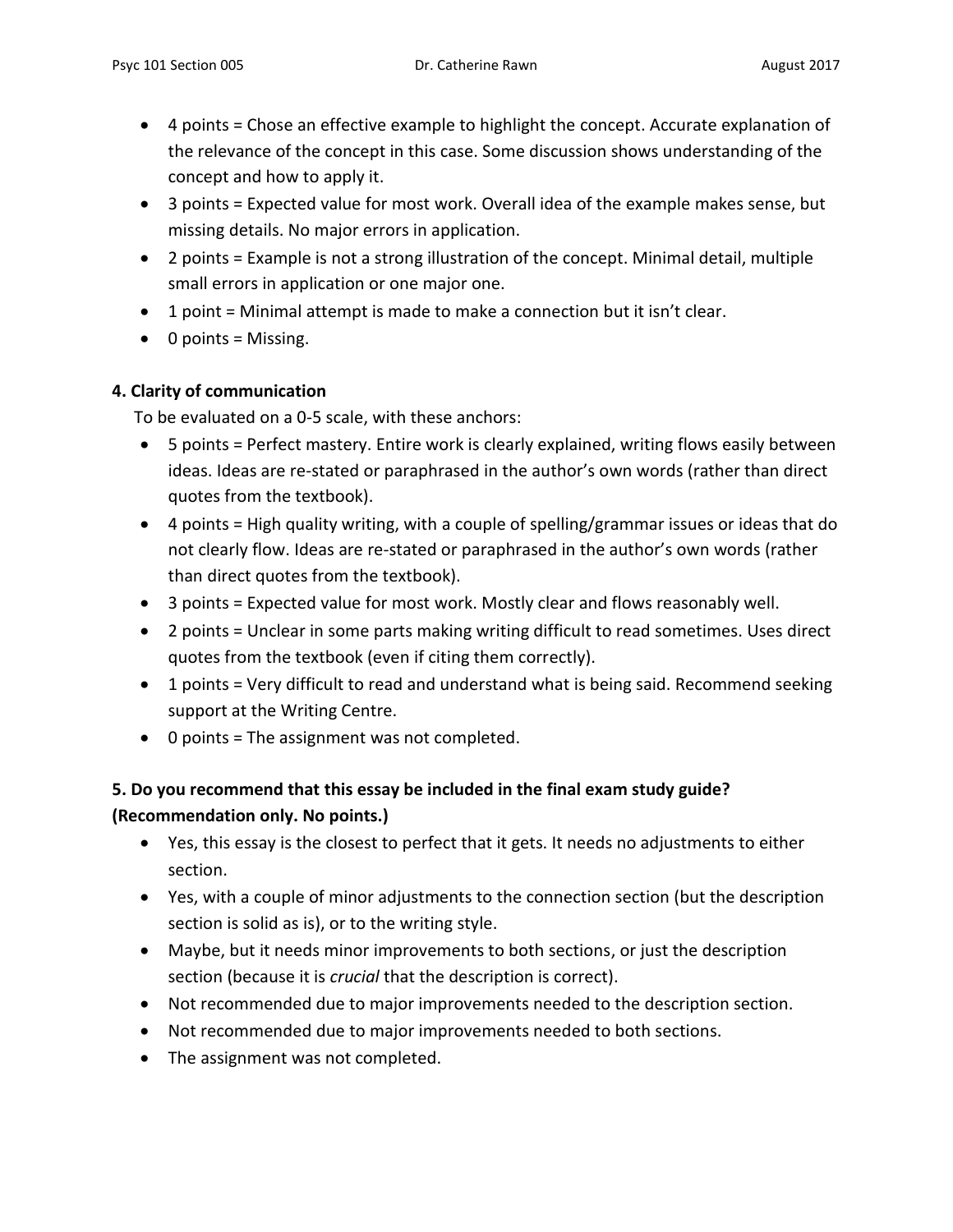- 4 points = Chose an effective example to highlight the concept. Accurate explanation of the relevance of the concept in this case. Some discussion shows understanding of the concept and how to apply it.
- 3 points = Expected value for most work. Overall idea of the example makes sense, but missing details. No major errors in application.
- 2 points = Example is not a strong illustration of the concept. Minimal detail, multiple small errors in application or one major one.
- 1 point = Minimal attempt is made to make a connection but it isn't clear.
- 0 points = Missing.

**4. Clarity of communication**

To be evaluated on a 0-5 scale, with these anchors:

- 5 points = Perfect mastery. Entire work is clearly explained, writing flows easily between ideas. Ideas are re-stated or paraphrased in the author's own words (rather than direct quotes from the textbook).
- 4 points = High quality writing, with a couple of spelling/grammar issues or ideas that do not clearly flow. Ideas are re-stated or paraphrased in the author's own words (rather than direct quotes from the textbook).
- 3 points = Expected value for most work. Mostly clear and flows reasonably well.
- 2 points = Unclear in some parts making writing difficult to read sometimes. Uses direct quotes from the textbook (even if citing them correctly).
- 1 points = Very difficult to read and understand what is being said. Recommend seeking support at the Writing Centre.
- 0 points = The assignment was not completed.

**5. Do you recommend that this essay be included in the final exam study guide? (Recommendation only. No points.)**

- Yes, this essay is the closest to perfect that it gets. It needs no adjustments to either section.
- Yes, with a couple of minor adjustments to the connection section (but the description section is solid as is), or to the writing style.
- Maybe, but it needs minor improvements to both sections, or just the description section (because it is *crucial* that the description is correct).
- Not recommended due to major improvements needed to the description section.
- Not recommended due to major improvements needed to both sections.
- The assignment was not completed.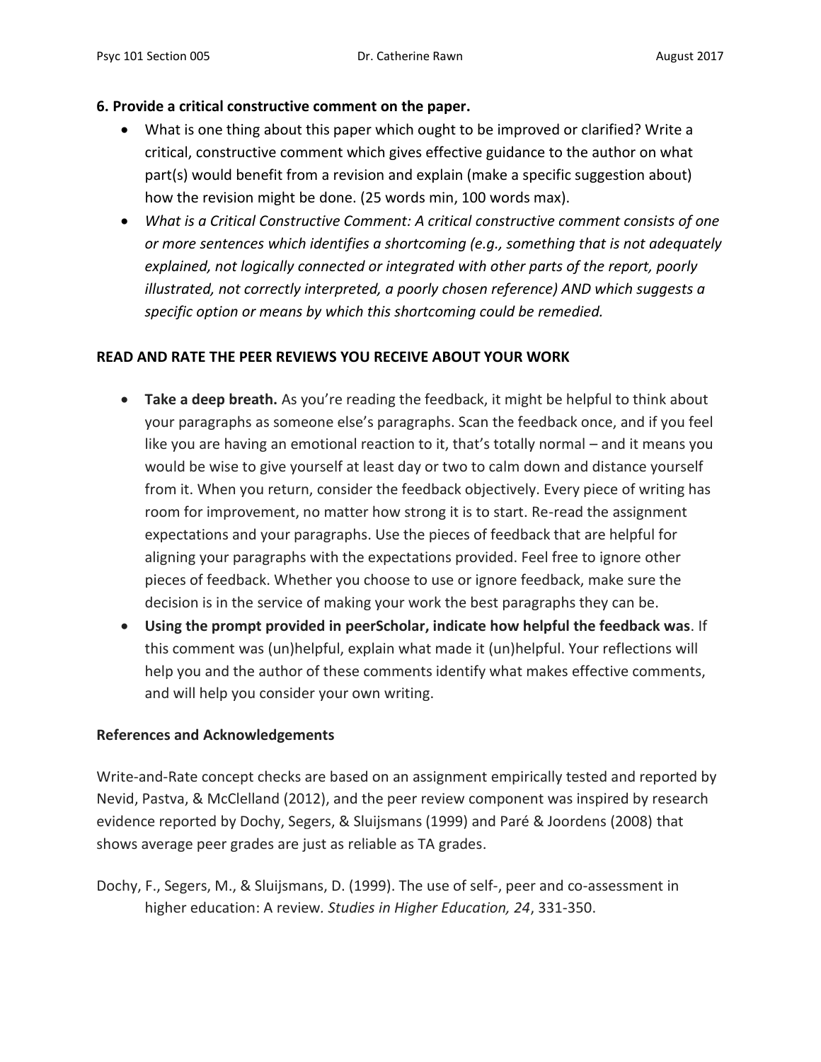**6. Provide a critical constructive comment on the paper.**

- What is one thing about this paper which ought to be improved or clarified? Write a critical, constructive comment which gives effective guidance to the author on what part(s) would benefit from a revision and explain (make a specific suggestion about) how the revision might be done. (25 words min, 100 words max).
- *What is a Critical Constructive Comment: A critical constructive comment consists of one or more sentences which identifies a shortcoming (e.g., something that is not adequately explained, not logically connected or integrated with other parts of the report, poorly illustrated, not correctly interpreted, a poorly chosen reference) AND which suggests a specific option or means by which this shortcoming could be remedied.*

**READ AND RATE THE PEER REVIEWS YOU RECEIVE ABOUT YOUR WORK**

- **Take a deep breath.** As you're reading the feedback, it might be helpful to think about your paragraphs as someone else's paragraphs. Scan the feedback once, and if you feel like you are having an emotional reaction to it, that's totally normal – and it means you would be wise to give yourself at least day or two to calm down and distance yourself from it. When you return, consider the feedback objectively. Every piece of writing has room for improvement, no matter how strong it is to start. Re-read the assignment expectations and your paragraphs. Use the pieces of feedback that are helpful for aligning your paragraphs with the expectations provided. Feel free to ignore other pieces of feedback. Whether you choose to use or ignore feedback, make sure the decision is in the service of making your work the best paragraphs they can be.
- **Using the prompt provided in peerScholar, indicate how helpful the feedback was**. If this comment was (un)helpful, explain what made it (un)helpful. Your reflections will help you and the author of these comments identify what makes effective comments, and will help you consider your own writing.

**References and Acknowledgements**

Write-and-Rate concept checks are based on an assignment empirically tested and reported by Nevid, Pastva, & McClelland (2012), and the peer review component was inspired by research evidence reported by Dochy, Segers, & Sluijsmans (1999) and Paré & Joordens (2008) that shows average peer grades are just as reliable as TA grades.

Dochy, F., Segers, M., & Sluijsmans, D. (1999). The use of self-, peer and co-assessment in higher education: A review*. Studies in Higher Education, 24*, 331-350.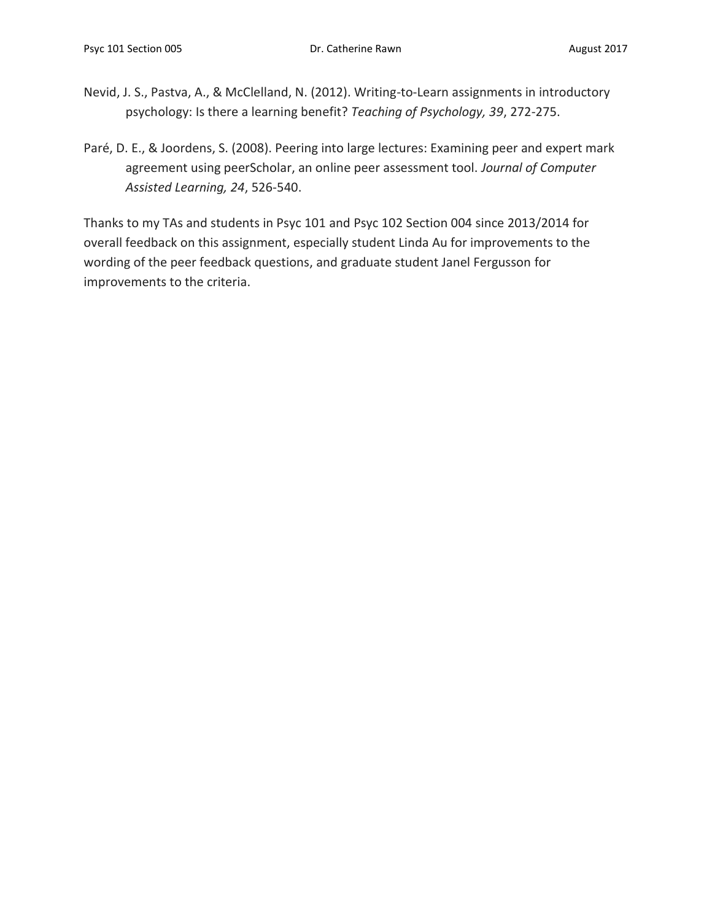Nevid, J. S., Pastva, A., & McClelland, N. (2012). Writing-to-Learn assignments in introductory psychology: Is there a learning benefit? *Teaching of Psychology, 39*, 272-275.

Paré, D. E., & Joordens, S. (2008). Peering into large lectures: Examining peer and expert mark agreement using peerScholar, an online peer assessment tool. *Journal of Computer Assisted Learning, 24*, 526-540.

Thanks to my TAs and students in Psyc 101 and Psyc 102 Section 004 since 2013/2014 for overall feedback on this assignment, especially student Linda Au for improvements to the wording of the peer feedback questions, and graduate student Janel Fergusson for improvements to the criteria.